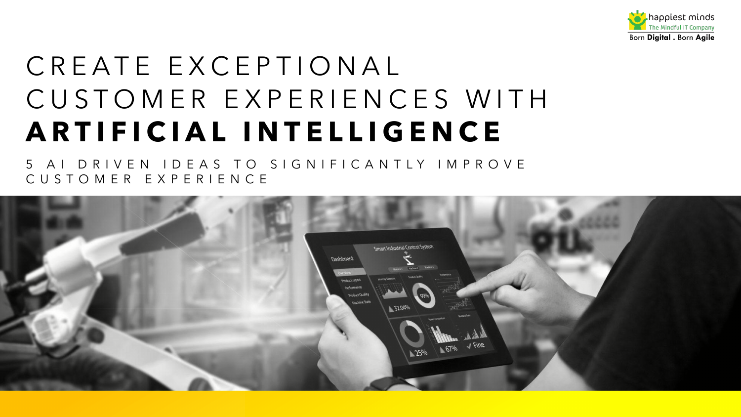happiest minds
The Mindful IT Company
Born **Digital** . Born **Agile**

# CREATE EXCEPTIONAL CUSTOMER EXPERIENCES WITH **ARTIFICIAL INTELLIGENCE**

## 5 AI DRIVEN IDEAS TO SIGNIFICANTLY IMPROVE CUSTOMER EXPERIENCE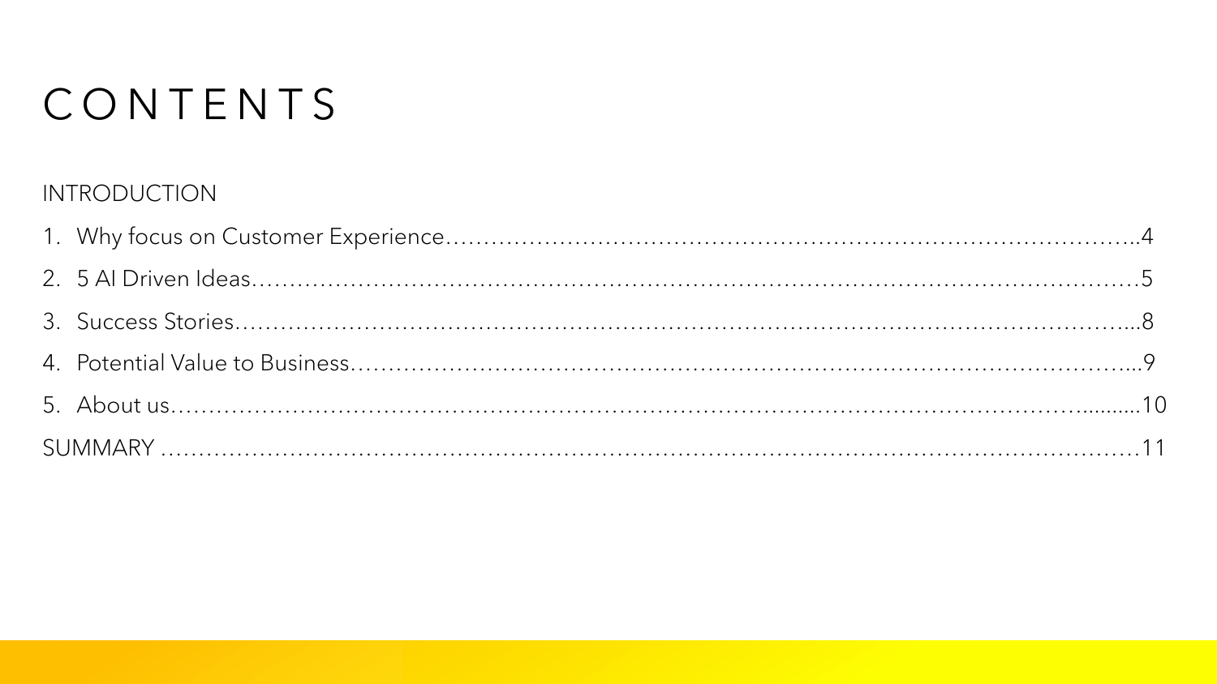# CONTENTS

INTRODUCTION

1. Why focus on Customer Experience……………………………………………………………………………..4
2. 5 AI Driven Ideas………………………………………………………………………………………………5
3. Success Stories………………………………………………………………………………………………...8
4. Potential Value to Business……………………………………………………………………………………...9
5. About us…………………………………………………………………………………………….........10

SUMMARY ……………………………………………………………………………………………………11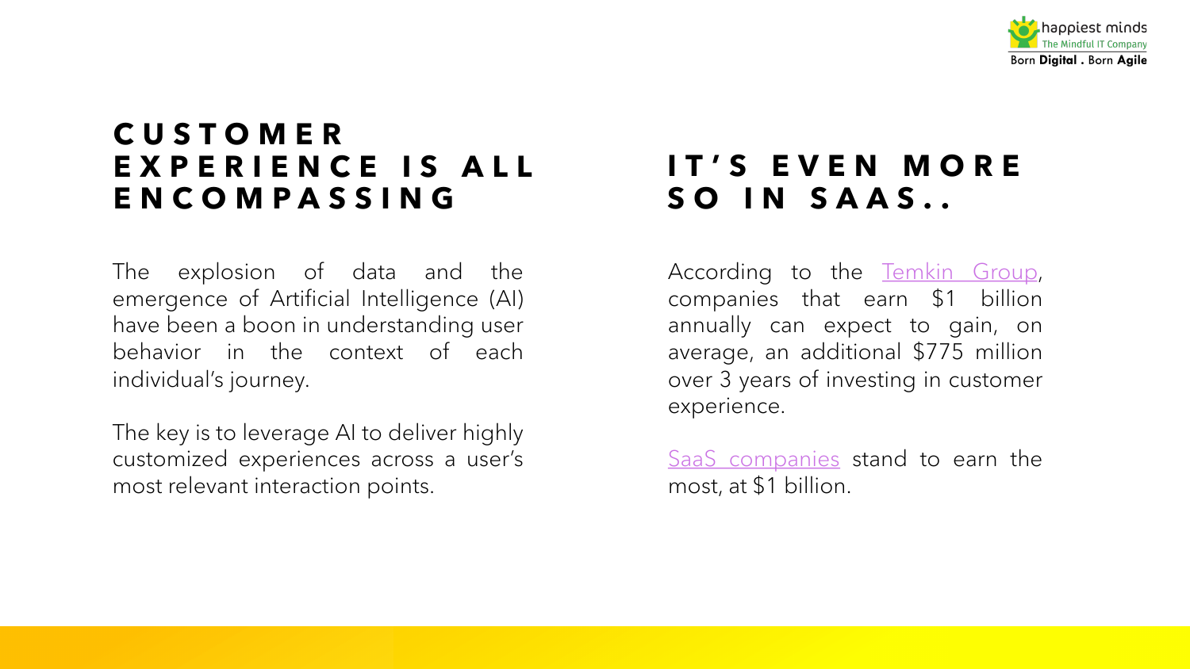## CUSTOMER EXPERIENCE IS ALL ENCOMPASSING

The explosion of data and the emergence of Artificial Intelligence (AI) have been a boon in understanding user behavior in the context of each individual's journey.

The key is to leverage AI to deliver highly customized experiences across a user's most relevant interaction points.

## IT'S EVEN MORE SO IN SAAS..

According to the Temkin Group, companies that earn $1 billion annually can expect to gain, on average, an additional $775 million over 3 years of investing in customer experience.

SaaS companies stand to earn the most, at $1 billion.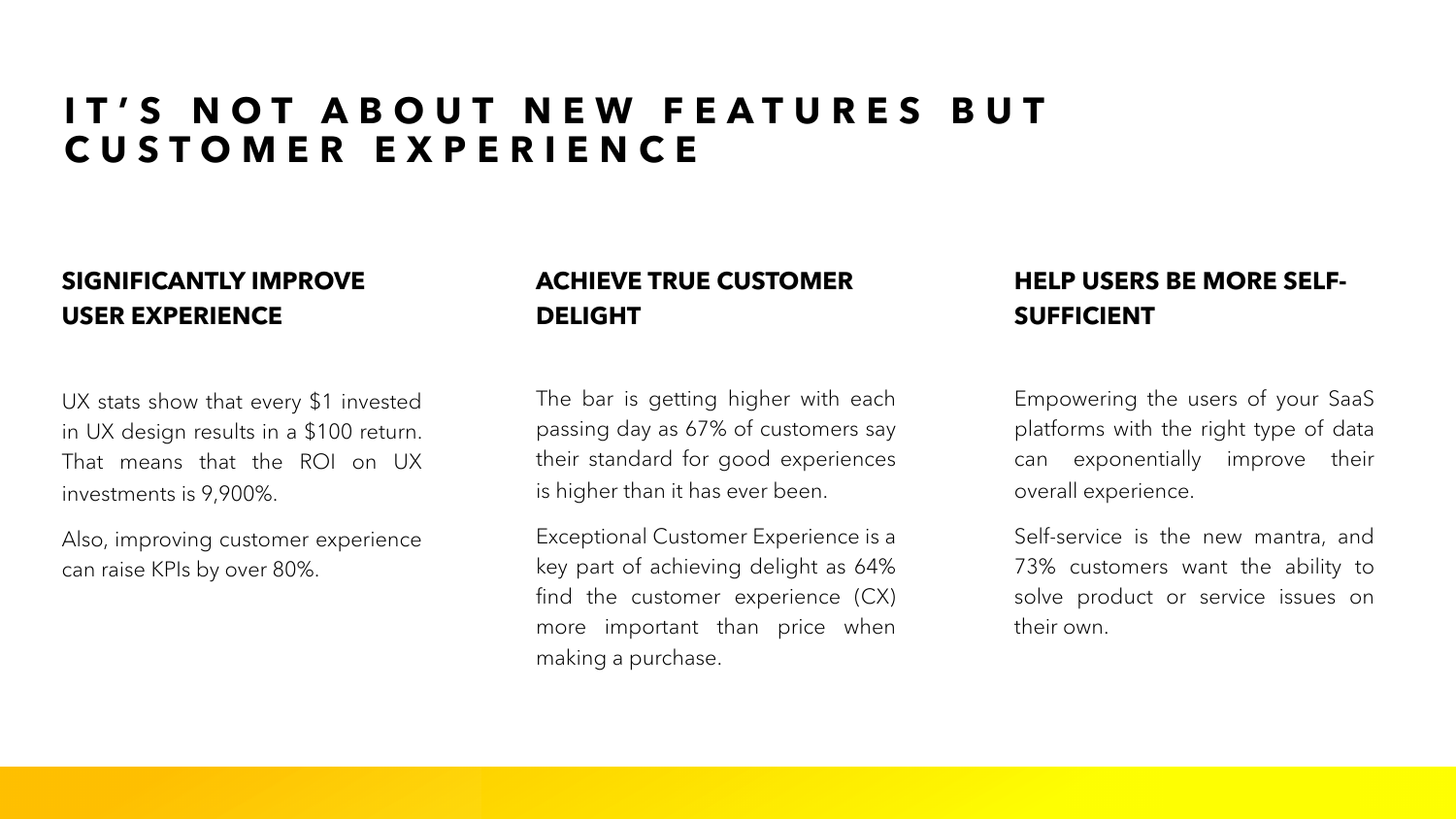# IT'S NOT ABOUT NEW FEATURES BUT CUSTOMER EXPERIENCE

## SIGNIFICANTLY IMPROVE USER EXPERIENCE

UX stats show that every $1 invested in UX design results in a $100 return. That means that the ROI on UX investments is 9,900%.

Also, improving customer experience can raise KPIs by over 80%.

## ACHIEVE TRUE CUSTOMER DELIGHT

The bar is getting higher with each passing day as 67% of customers say their standard for good experiences is higher than it has ever been.

Exceptional Customer Experience is a key part of achieving delight as 64% find the customer experience (CX) more important than price when making a purchase.

## HELP USERS BE MORE SELF-SUFFICIENT

Empowering the users of your SaaS platforms with the right type of data can exponentially improve their overall experience.

Self-service is the new mantra, and 73% customers want the ability to solve product or service issues on their own.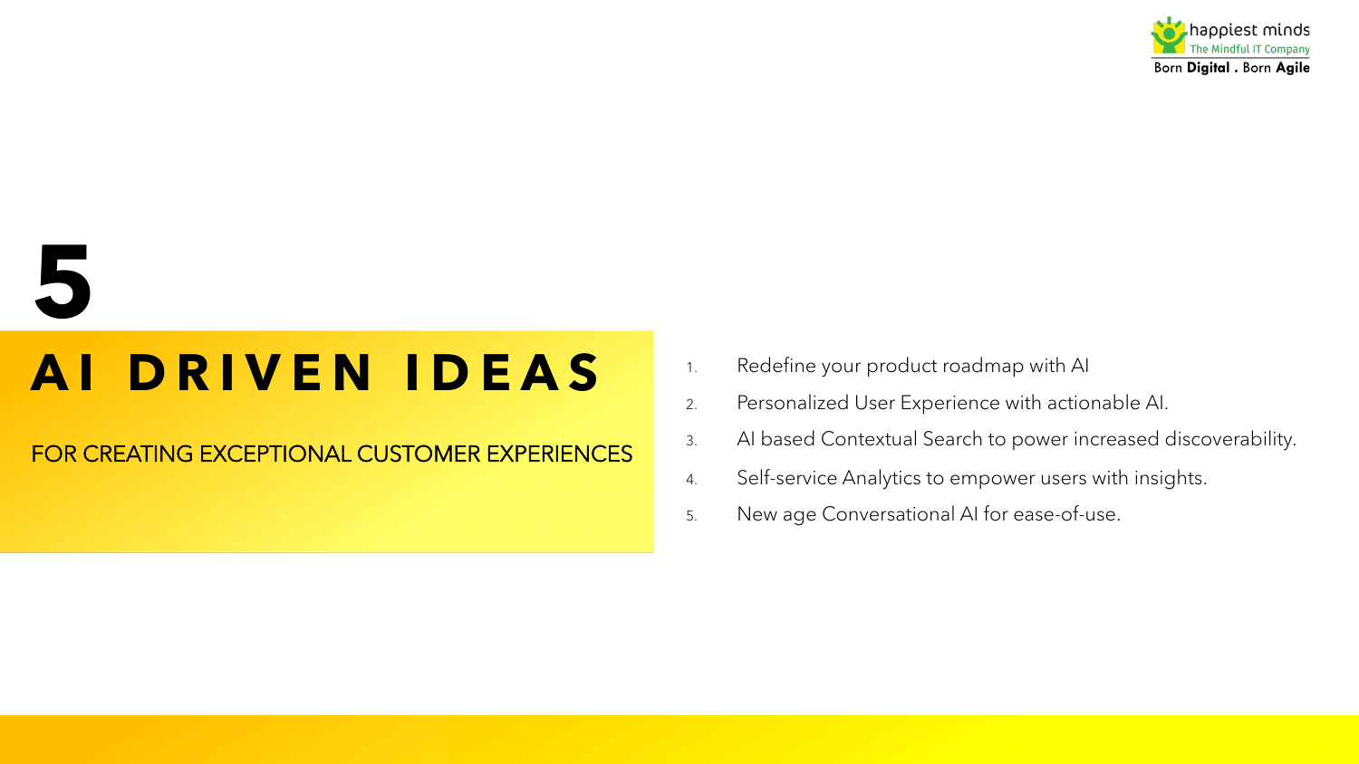# 5 AI DRIVEN IDEAS

## FOR CREATING EXCEPTIONAL CUSTOMER EXPERIENCES

1. Redefine your product roadmap with AI
2. Personalized User Experience with actionable AI.
3. AI based Contextual Search to power increased discoverability.
4. Self-service Analytics to empower users with insights.
5. New age Conversational AI for ease-of-use.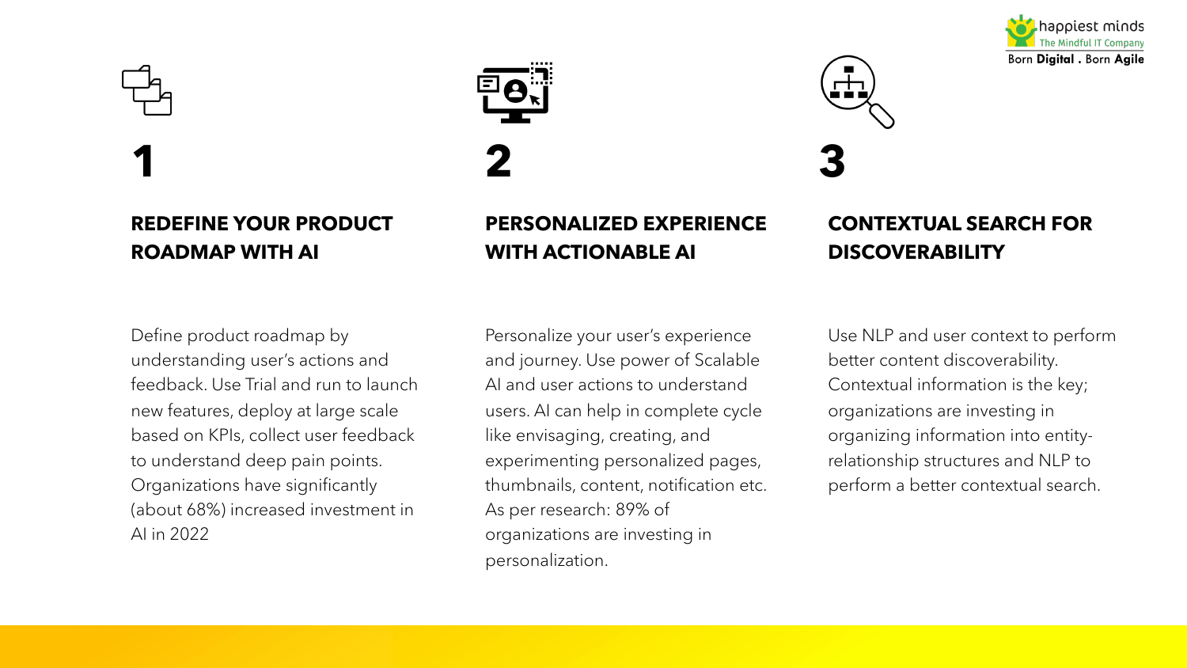## 1

### REDEFINE YOUR PRODUCT ROADMAP WITH AI

Define product roadmap by understanding user's actions and feedback. Use Trial and run to launch new features, deploy at large scale based on KPIs, collect user feedback to understand deep pain points. Organizations have significantly (about 68%) increased investment in AI in 2022

## 2

### PERSONALIZED EXPERIENCE WITH ACTIONABLE AI

Personalize your user's experience and journey. Use power of Scalable AI and user actions to understand users. AI can help in complete cycle like envisaging, creating, and experimenting personalized pages, thumbnails, content, notification etc. As per research: 89% of organizations are investing in personalization.

## 3

### CONTEXTUAL SEARCH FOR DISCOVERABILITY

Use NLP and user context to perform better content discoverability. Contextual information is the key; organizations are investing in organizing information into entity-relationship structures and NLP to perform a better contextual search.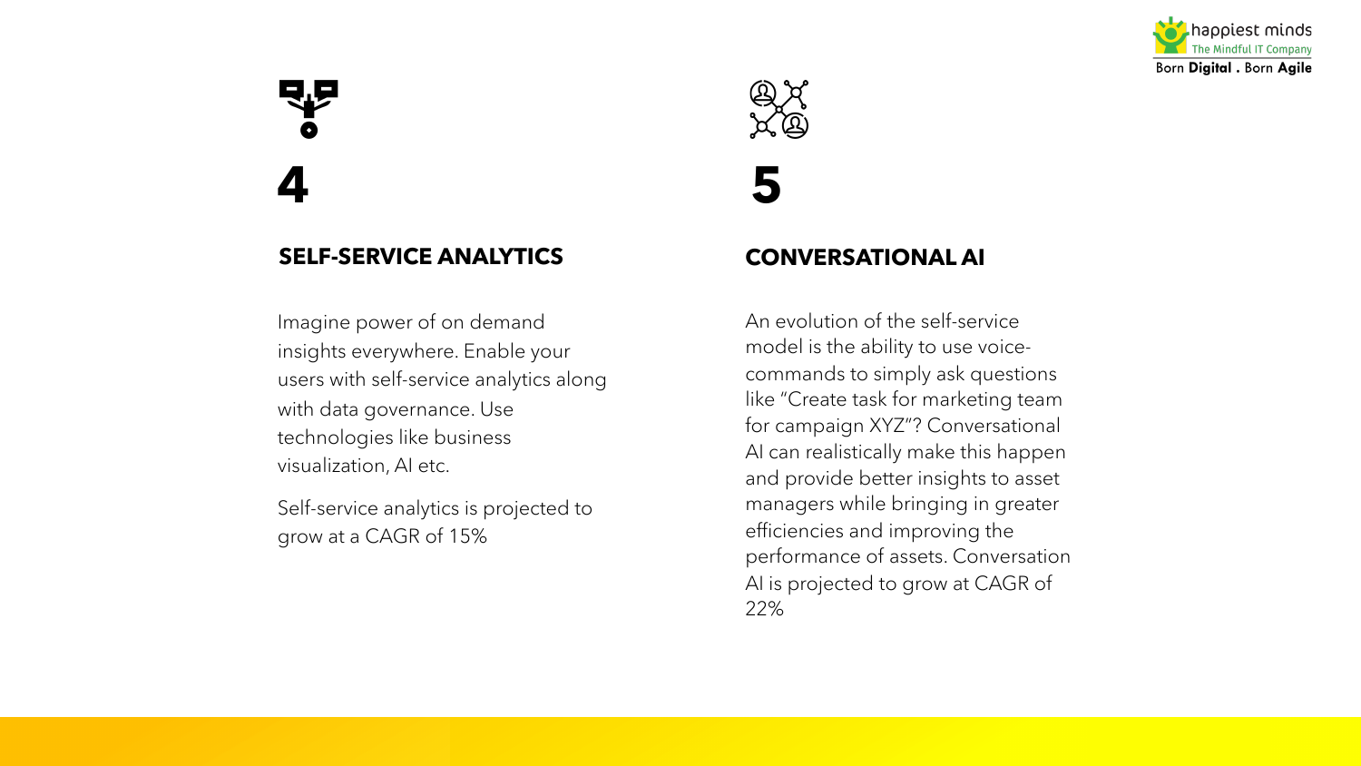## 4

### SELF-SERVICE ANALYTICS

Imagine power of on demand insights everywhere. Enable your users with self-service analytics along with data governance. Use technologies like business visualization, AI etc.

Self-service analytics is projected to grow at a CAGR of 15%

## 5

### CONVERSATIONAL AI

An evolution of the self-service model is the ability to use voice-commands to simply ask questions like "Create task for marketing team for campaign XYZ"? Conversational AI can realistically make this happen and provide better insights to asset managers while bringing in greater efficiencies and improving the performance of assets. Conversation AI is projected to grow at CAGR of 22%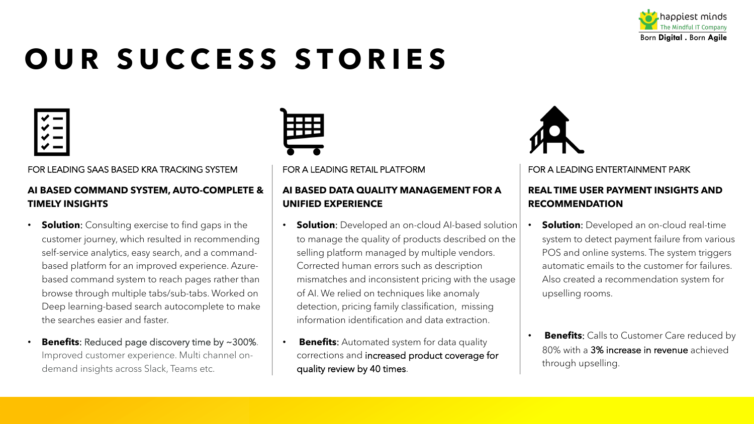# OUR SUCCESS STORIES

FOR LEADING SAAS BASED KRA TRACKING SYSTEM

**AI BASED COMMAND SYSTEM, AUTO-COMPLETE & TIMELY INSIGHTS**

- **Solution**: Consulting exercise to find gaps in the customer journey, which resulted in recommending self-service analytics, easy search, and a command-based platform for an improved experience. Azure-based command system to reach pages rather than browse through multiple tabs/sub-tabs. Worked on Deep learning-based search autocomplete to make the searches easier and faster.
- **Benefits**: Reduced page discovery time by ~300%. Improved customer experience. Multi channel on-demand insights across Slack, Teams etc.

FOR A LEADING RETAIL PLATFORM

**AI BASED DATA QUALITY MANAGEMENT FOR A UNIFIED EXPERIENCE**

- **Solution**: Developed an on-cloud AI-based solution to manage the quality of products described on the selling platform managed by multiple vendors. Corrected human errors such as description mismatches and inconsistent pricing with the usage of AI. We relied on techniques like anomaly detection, pricing family classification, missing information identification and data extraction.
- **Benefits:** Automated system for data quality corrections and increased product coverage for quality review by 40 times.

FOR A LEADING ENTERTAINMENT PARK

**REAL TIME USER PAYMENT INSIGHTS AND RECOMMENDATION**

- **Solution**: Developed an on-cloud real-time system to detect payment failure from various POS and online systems. The system triggers automatic emails to the customer for failures. Also created a recommendation system for upselling rooms.
- **Benefits**: Calls to Customer Care reduced by 80% with a 3% increase in revenue achieved through upselling.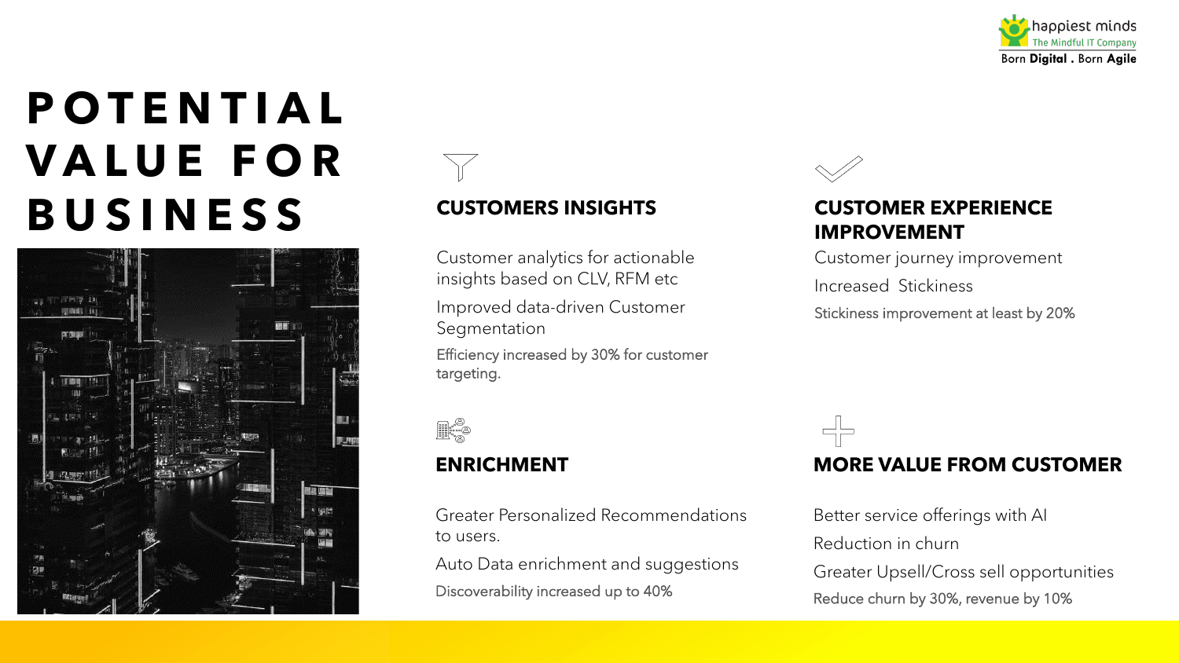# POTENTIAL VALUE FOR BUSINESS

## CUSTOMERS INSIGHTS

Customer analytics for actionable insights based on CLV, RFM etc

Improved data-driven Customer Segmentation

Efficiency increased by 30% for customer targeting.

## CUSTOMER EXPERIENCE IMPROVEMENT

Customer journey improvement

Increased Stickiness

Stickiness improvement at least by 20%

## ENRICHMENT

Greater Personalized Recommendations to users.

Auto Data enrichment and suggestions

Discoverability increased up to 40%

## MORE VALUE FROM CUSTOMER

Better service offerings with AI

Reduction in churn

Greater Upsell/Cross sell opportunities

Reduce churn by 30%, revenue by 10%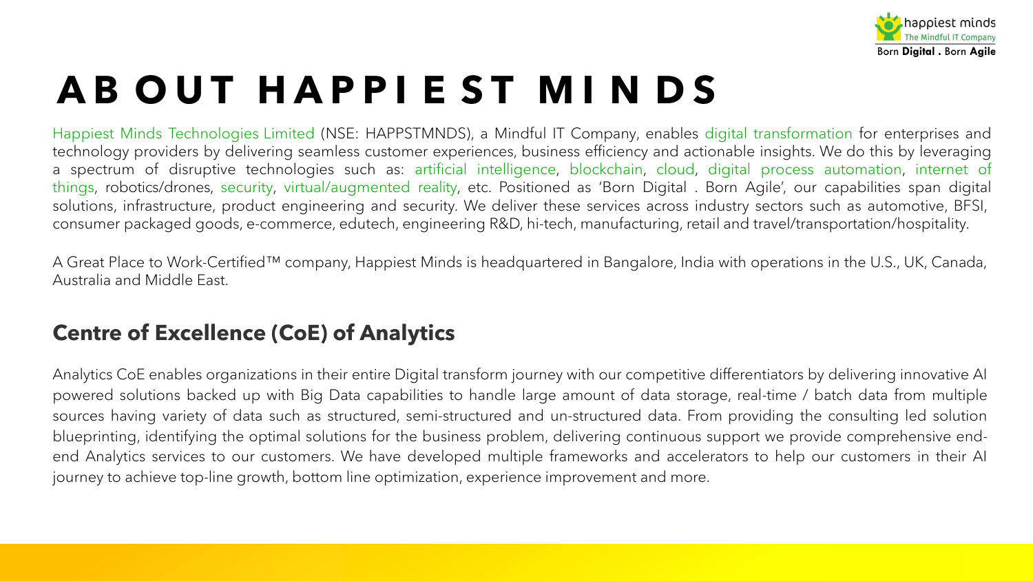# ABOUT HAPPIEST MINDS

Happiest Minds Technologies Limited (NSE: HAPPSTMNDS), a Mindful IT Company, enables digital transformation for enterprises and technology providers by delivering seamless customer experiences, business efficiency and actionable insights. We do this by leveraging a spectrum of disruptive technologies such as: artificial intelligence, blockchain, cloud, digital process automation, internet of things, robotics/drones, security, virtual/augmented reality, etc. Positioned as 'Born Digital . Born Agile', our capabilities span digital solutions, infrastructure, product engineering and security. We deliver these services across industry sectors such as automotive, BFSI, consumer packaged goods, e-commerce, edutech, engineering R&D, hi-tech, manufacturing, retail and travel/transportation/hospitality.

A Great Place to Work-Certified™ company, Happiest Minds is headquartered in Bangalore, India with operations in the U.S., UK, Canada, Australia and Middle East.

## Centre of Excellence (CoE) of Analytics

Analytics CoE enables organizations in their entire Digital transform journey with our competitive differentiators by delivering innovative AI powered solutions backed up with Big Data capabilities to handle large amount of data storage, real-time / batch data from multiple sources having variety of data such as structured, semi-structured and un-structured data. From providing the consulting led solution blueprinting, identifying the optimal solutions for the business problem, delivering continuous support we provide comprehensive end-end Analytics services to our customers. We have developed multiple frameworks and accelerators to help our customers in their AI journey to achieve top-line growth, bottom line optimization, experience improvement and more.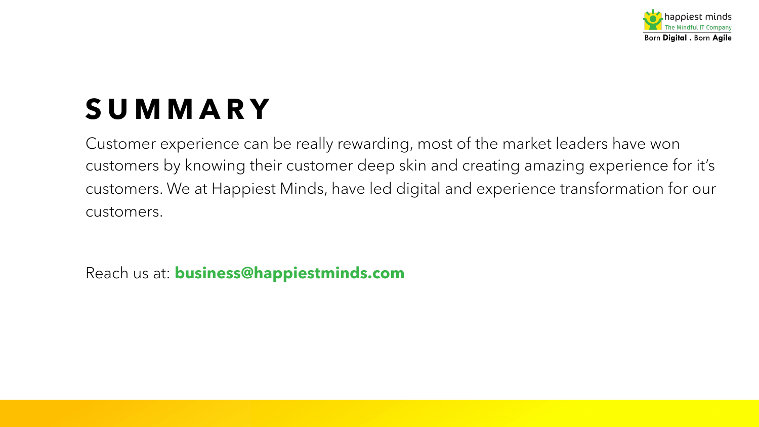# SUMMARY

Customer experience can be really rewarding, most of the market leaders have won customers by knowing their customer deep skin and creating amazing experience for it's customers. We at Happiest Minds, have led digital and experience transformation for our customers.

Reach us at: **business@happiestminds.com**